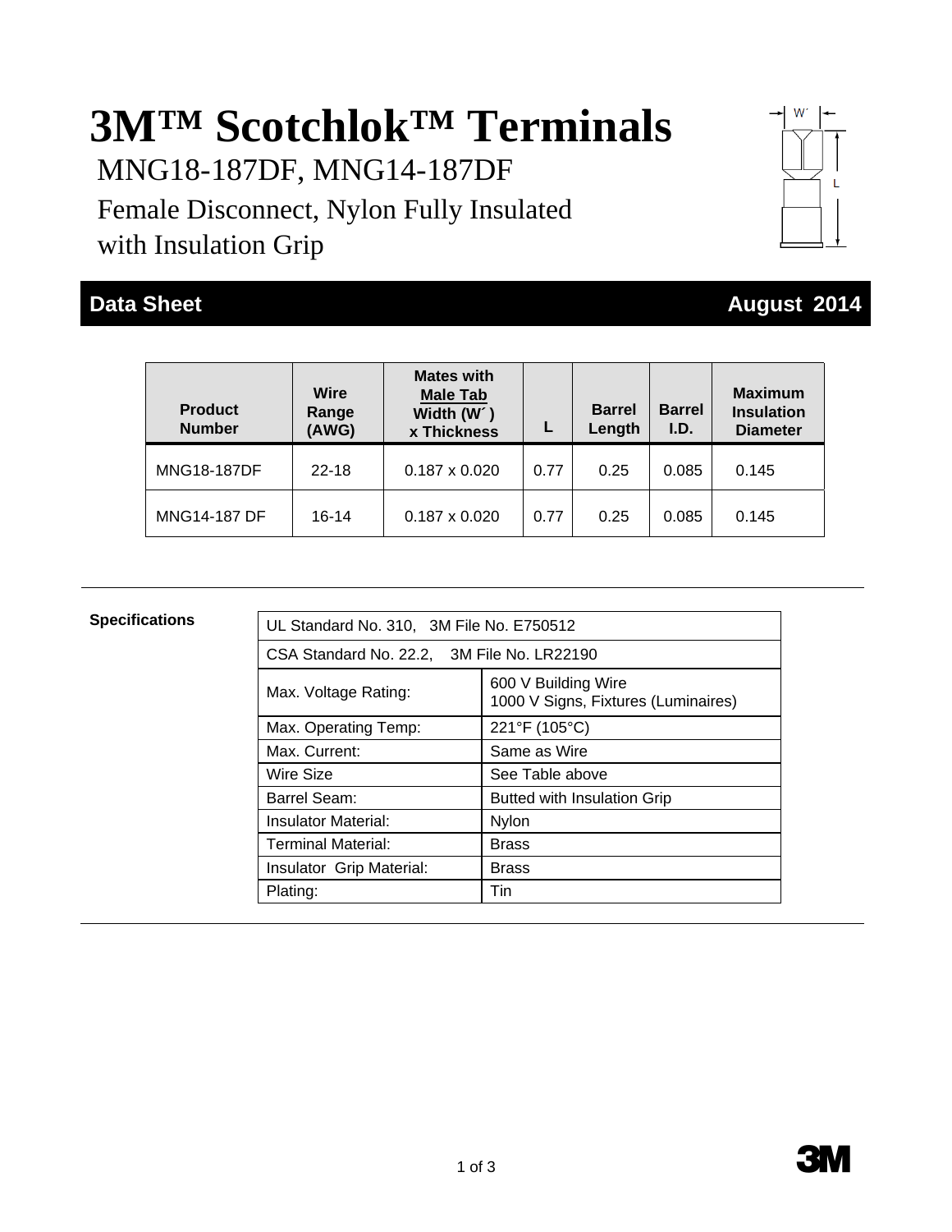# 3M™ Scotchlok™ Terminals

## MNG18-187DF, MNG14-187DF

## Female Disconnect, Nylon Fully Insulated with Insulation Grip

**Data Sheet** **August 2014**

| Product Number | Wire Range (AWG) | Mates with Male Tab Width (W´) x Thickness | L | Barrel Length | Barrel I.D. | Maximum Insulation Diameter |
|---|---|---|---|---|---|---|
| MNG18-187DF | 22-18 | 0.187 x 0.020 | 0.77 | 0.25 | 0.085 | 0.145 |
| MNG14-187 DF | 16-14 | 0.187 x 0.020 | 0.77 | 0.25 | 0.085 | 0.145 |

**Specifications**

| UL Standard No. 310, 3M File No. E750512 | |
|---|---|
| CSA Standard No. 22.2, 3M File No. LR22190 | |
| Max. Voltage Rating: | 600 V Building Wire<br>1000 V Signs, Fixtures (Luminaires) |
| Max. Operating Temp: | 221°F (105°C) |
| Max. Current: | Same as Wire |
| Wire Size | See Table above |
| Barrel Seam: | Butted with Insulation Grip |
| Insulator Material: | Nylon |
| Terminal Material: | Brass |
| Insulator Grip Material: | Brass |
| Plating: | Tin |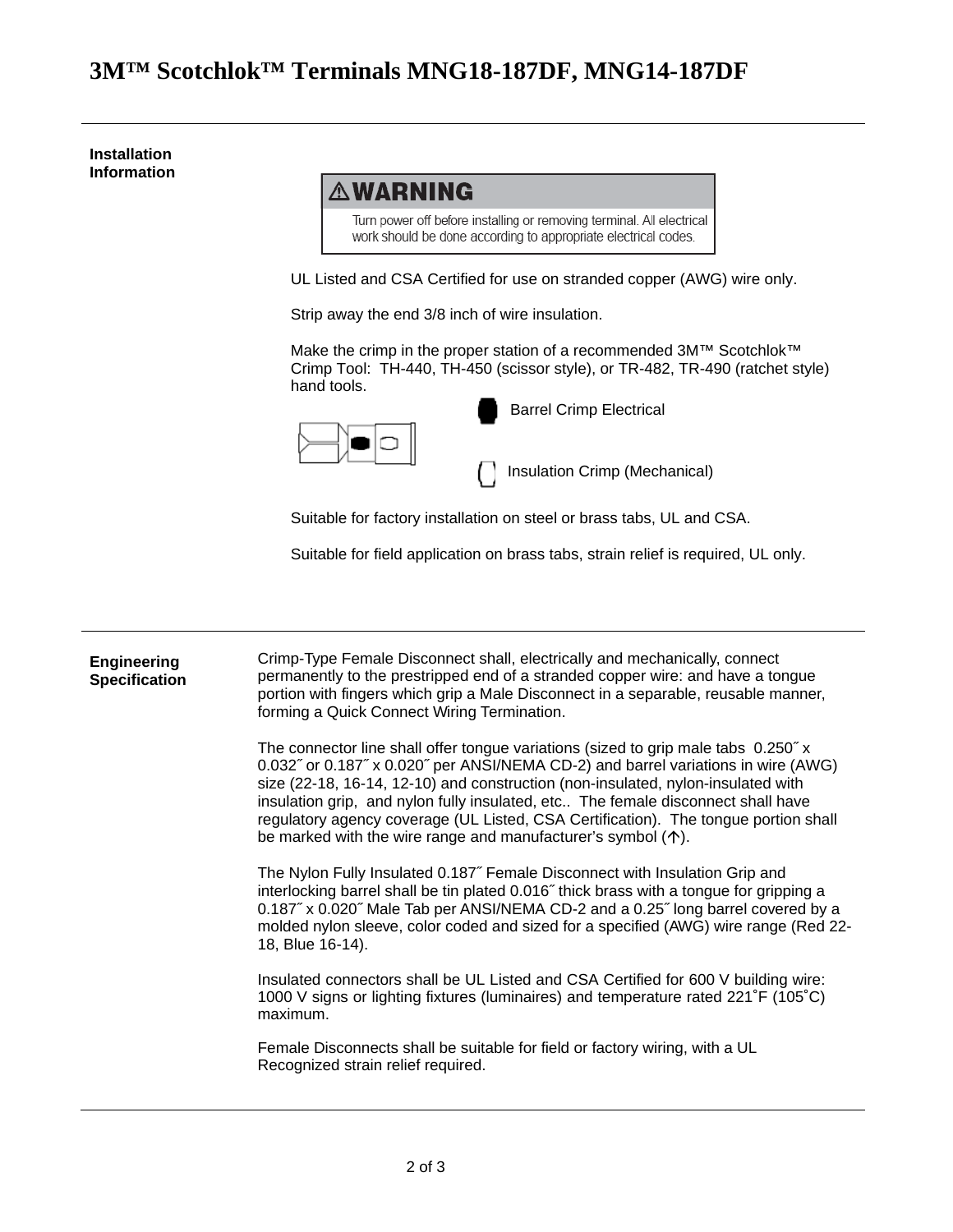# 3M™ Scotchlok™ Terminals MNG18-187DF, MNG14-187DF

## Installation Information

**⚠WARNING**

Turn power off before installing or removing terminal. All electrical work should be done according to appropriate electrical codes.

UL Listed and CSA Certified for use on stranded copper (AWG) wire only.

Strip away the end 3/8 inch of wire insulation.

Make the crimp in the proper station of a recommended 3M™ Scotchlok™ Crimp Tool: TH-440, TH-450 (scissor style), or TR-482, TR-490 (ratchet style) hand tools.

Barrel Crimp Electrical

Insulation Crimp (Mechanical)

Suitable for factory installation on steel or brass tabs, UL and CSA.

Suitable for field application on brass tabs, strain relief is required, UL only.

## Engineering Specification

Crimp-Type Female Disconnect shall, electrically and mechanically, connect permanently to the prestripped end of a stranded copper wire: and have a tongue portion with fingers which grip a Male Disconnect in a separable, reusable manner, forming a Quick Connect Wiring Termination.

The connector line shall offer tongue variations (sized to grip male tabs 0.250˝ x 0.032˝ or 0.187˝ x 0.020˝ per ANSI/NEMA CD-2) and barrel variations in wire (AWG) size (22-18, 16-14, 12-10) and construction (non-insulated, nylon-insulated with insulation grip, and nylon fully insulated, etc.. The female disconnect shall have regulatory agency coverage (UL Listed, CSA Certification). The tongue portion shall be marked with the wire range and manufacturer's symbol (🡡).

The Nylon Fully Insulated 0.187˝ Female Disconnect with Insulation Grip and interlocking barrel shall be tin plated 0.016˝ thick brass with a tongue for gripping a 0.187˝ x 0.020˝ Male Tab per ANSI/NEMA CD-2 and a 0.25˝ long barrel covered by a molded nylon sleeve, color coded and sized for a specified (AWG) wire range (Red 22-18, Blue 16-14).

Insulated connectors shall be UL Listed and CSA Certified for 600 V building wire: 1000 V signs or lighting fixtures (luminaires) and temperature rated 221˚F (105˚C) maximum.

Female Disconnects shall be suitable for field or factory wiring, with a UL Recognized strain relief required.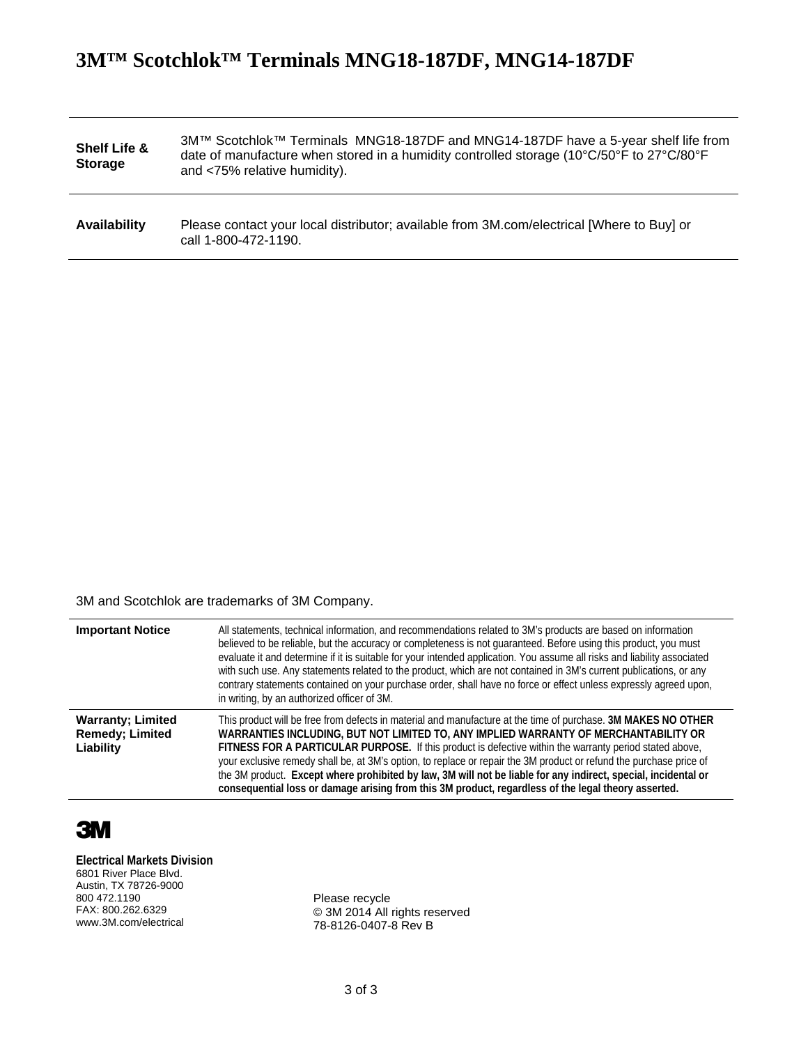# 3M™ Scotchlok™ Terminals MNG18-187DF, MNG14-187DF

| | |
|---|---|
| **Shelf Life & Storage** | 3M™ Scotchlok™ Terminals MNG18-187DF and MNG14-187DF have a 5-year shelf life from date of manufacture when stored in a humidity controlled storage (10°C/50°F to 27°C/80°F and <75% relative humidity). |
| **Availability** | Please contact your local distributor; available from 3M.com/electrical [Where to Buy] or call 1-800-472-1190. |

3M and Scotchlok are trademarks of 3M Company.

| | |
|---|---|
| **Important Notice** | All statements, technical information, and recommendations related to 3M's products are based on information believed to be reliable, but the accuracy or completeness is not guaranteed. Before using this product, you must evaluate it and determine if it is suitable for your intended application. You assume all risks and liability associated with such use. Any statements related to the product, which are not contained in 3M's current publications, or any contrary statements contained on your purchase order, shall have no force or effect unless expressly agreed upon, in writing, by an authorized officer of 3M. |
| **Warranty; Limited Remedy; Limited Liability** | This product will be free from defects in material and manufacture at the time of purchase. **3M MAKES NO OTHER WARRANTIES INCLUDING, BUT NOT LIMITED TO, ANY IMPLIED WARRANTY OF MERCHANTABILITY OR FITNESS FOR A PARTICULAR PURPOSE.** If this product is defective within the warranty period stated above, your exclusive remedy shall be, at 3M's option, to replace or repair the 3M product or refund the purchase price of the 3M product. **Except where prohibited by law, 3M will not be liable for any indirect, special, incidental or consequential loss or damage arising from this 3M product, regardless of the legal theory asserted.** |

3M

**Electrical Markets Division**
6801 River Place Blvd.
Austin, TX 78726-9000
800 472.1190
FAX: 800.262.6329
www.3M.com/electrical

Please recycle
© 3M 2014 All rights reserved
78-8126-0407-8 Rev B